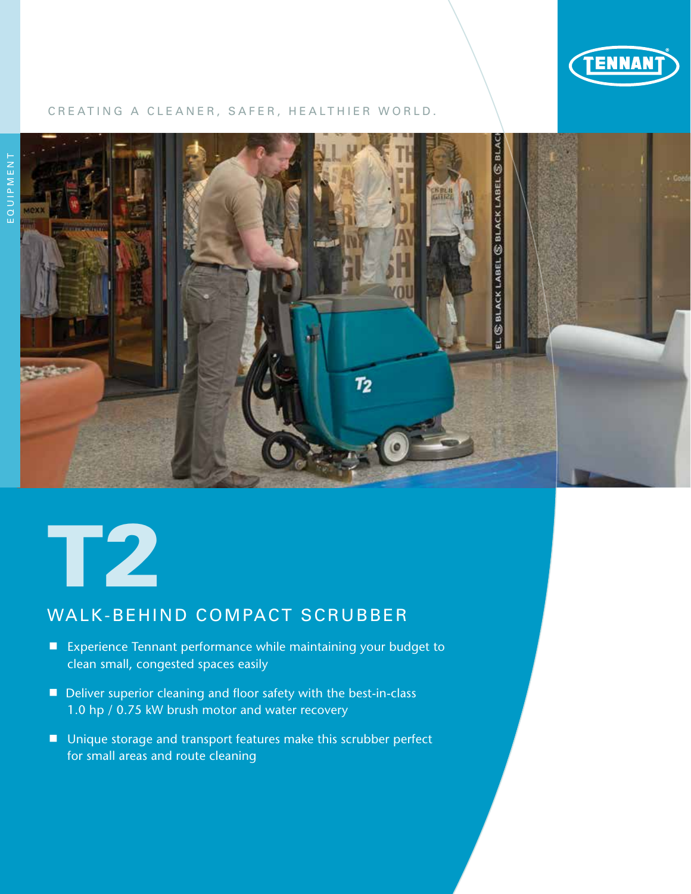TENNANT

CREATING A CLEANER, SAFER, HEALTHIER WORLD.

EQUIPMENT

# T2

## WALK-BEHIND COMPACT SCRUBBER

- Experience Tennant performance while maintaining your budget to clean small, congested spaces easily
- Deliver superior cleaning and floor safety with the best-in-class 1.0 hp / 0.75 kW brush motor and water recovery
- Unique storage and transport features make this scrubber perfect for small areas and route cleaning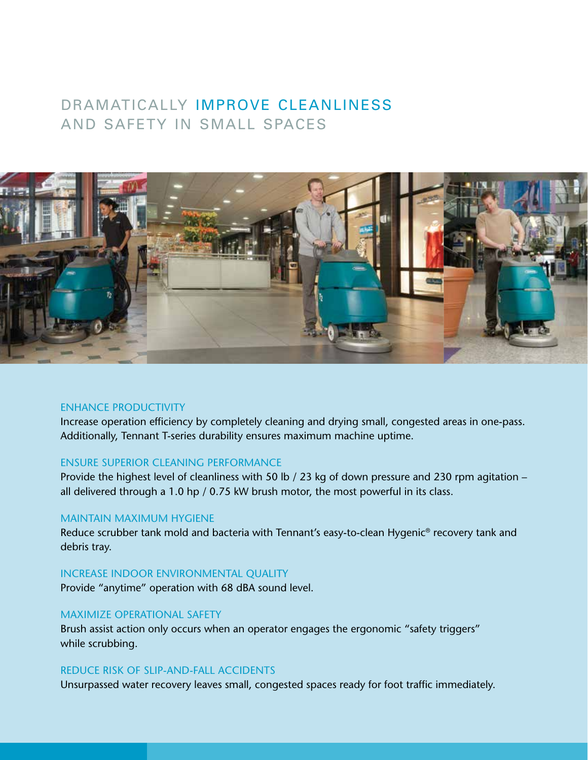# DRAMATICALLY IMPROVE CLEANLINESS AND SAFETY IN SMALL SPACES

## ENHANCE PRODUCTIVITY

Increase operation efficiency by completely cleaning and drying small, congested areas in one-pass. Additionally, Tennant T-series durability ensures maximum machine uptime.

## ENSURE SUPERIOR CLEANING PERFORMANCE

Provide the highest level of cleanliness with 50 lb / 23 kg of down pressure and 230 rpm agitation – all delivered through a 1.0 hp / 0.75 kW brush motor, the most powerful in its class.

## MAINTAIN MAXIMUM HYGIENE

Reduce scrubber tank mold and bacteria with Tennant's easy-to-clean Hygenic® recovery tank and debris tray.

## INCREASE INDOOR ENVIRONMENTAL QUALITY

Provide "anytime" operation with 68 dBA sound level.

## MAXIMIZE OPERATIONAL SAFETY

Brush assist action only occurs when an operator engages the ergonomic "safety triggers" while scrubbing.

## REDUCE RISK OF SLIP-AND-FALL ACCIDENTS

Unsurpassed water recovery leaves small, congested spaces ready for foot traffic immediately.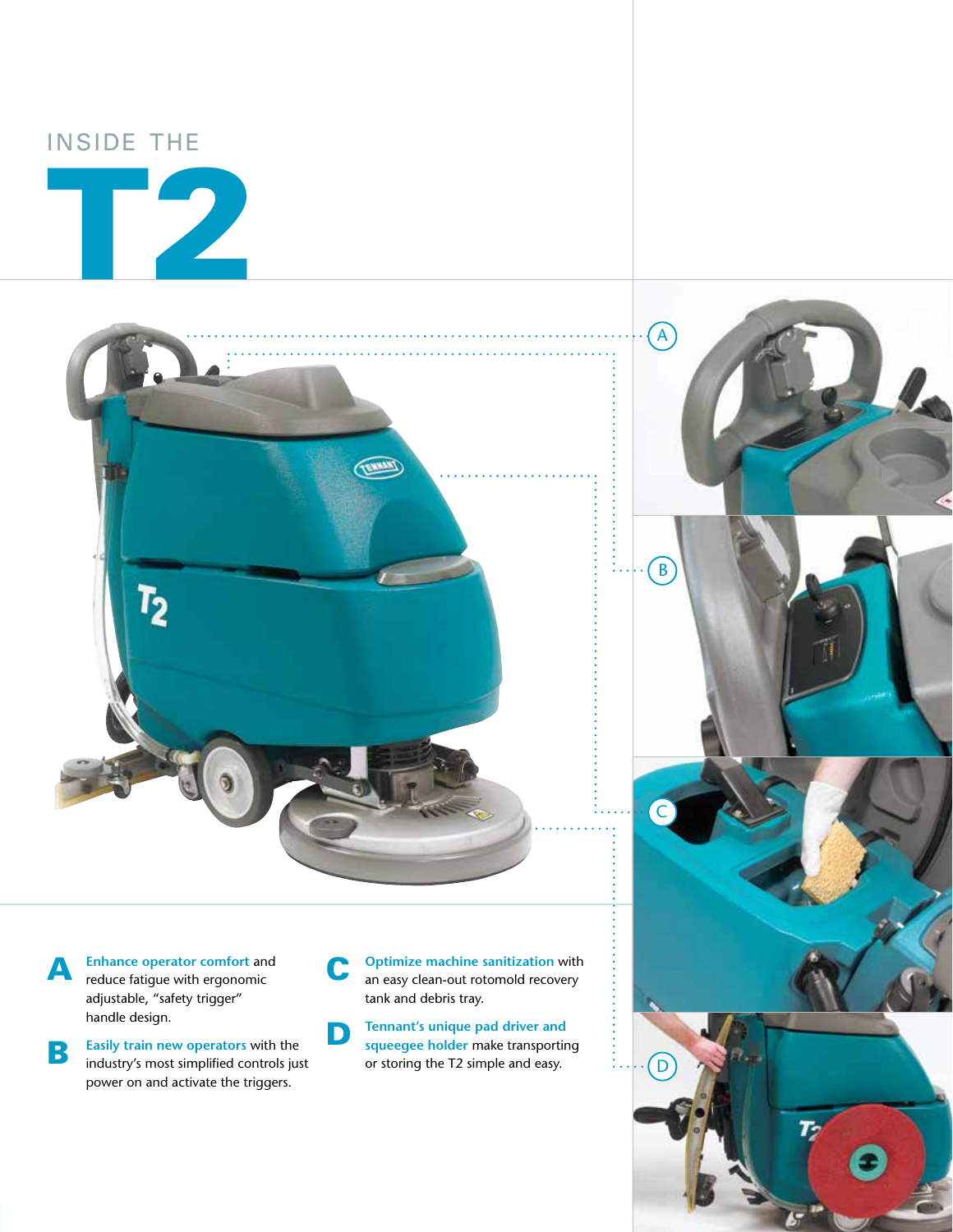# INSIDE THE T2

**A** **Enhance operator comfort** and reduce fatigue with ergonomic adjustable, “safety trigger” handle design.

**B** **Easily train new operators** with the industry’s most simplified controls just power on and activate the triggers.

**C** **Optimize machine sanitization** with an easy clean-out rotomold recovery tank and debris tray.

**D** **Tennant’s unique pad driver and squeegee holder** make transporting or storing the T2 simple and easy.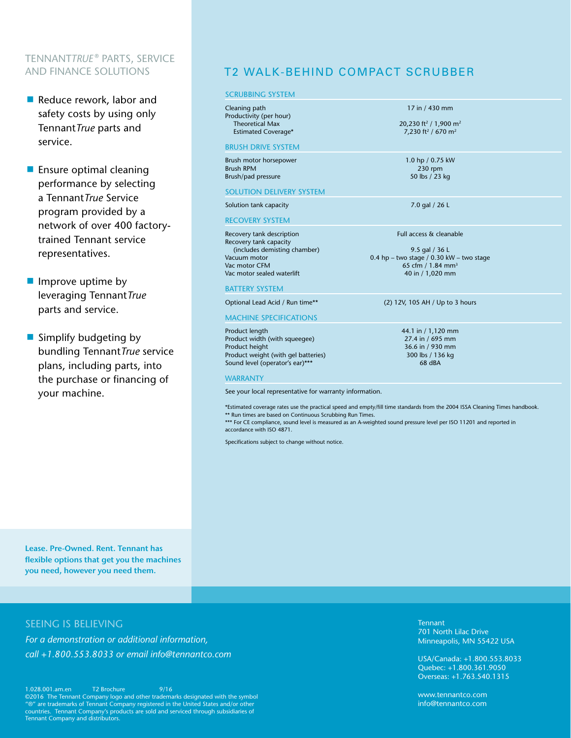## TENNANT*TRUE*® PARTS, SERVICE AND FINANCE SOLUTIONS

- Reduce rework, labor and safety costs by using only Tennant*True* parts and service.
- Ensure optimal cleaning performance by selecting a Tennant*True* Service program provided by a network of over 400 factory-trained Tennant service representatives.
- Improve uptime by leveraging Tennant*True* parts and service.
- Simplify budgeting by bundling Tennant*True* service plans, including parts, into the purchase or financing of your machine.

**Lease. Pre-Owned. Rent. Tennant has flexible options that get you the machines you need, however you need them.**

# T2 WALK-BEHIND COMPACT SCRUBBER

### SCRUBBING SYSTEM

| | |
|---|---|
| Cleaning path | 17 in / 430 mm |
| Productivity (per hour) | |
| Theoretical Max | 20,230 ft² / 1,900 m² |
| Estimated Coverage* | 7,230 ft² / 670 m² |

### BRUSH DRIVE SYSTEM

| | |
|---|---|
| Brush motor horsepower | 1.0 hp / 0.75 kW |
| Brush RPM | 230 rpm |
| Brush/pad pressure | 50 lbs / 23 kg |

### SOLUTION DELIVERY SYSTEM

| | |
|---|---|
| Solution tank capacity | 7.0 gal / 26 L |

### RECOVERY SYSTEM

| | |
|---|---|
| Recovery tank description | Full access & cleanable |
| Recovery tank capacity (includes demisting chamber) | 9.5 gal / 36 L |
| Vacuum motor | 0.4 hp – two stage / 0.30 kW – two stage |
| Vac motor CFM | 65 cfm / 1.84 mm³ |
| Vac motor sealed waterlift | 40 in / 1,020 mm |

### BATTERY SYSTEM

| | |
|---|---|
| Optional Lead Acid / Run time** | (2) 12V, 105 AH / Up to 3 hours |

### MACHINE SPECIFICATIONS

| | |
|---|---|
| Product length | 44.1 in / 1,120 mm |
| Product width (with squeegee) | 27.4 in / 695 mm |
| Product height | 36.6 in / 930 mm |
| Product weight (with gel batteries) | 300 lbs / 136 kg |
| Sound level (operator's ear)*** | 68 dBA |

### WARRANTY

See your local representative for warranty information.

*Estimated coverage rates use the practical speed and empty/fill time standards from the 2004 ISSA Cleaning Times handbook.
** Run times are based on Continuous Scrubbing Run Times.
*** For CE compliance, sound level is measured as an A-weighted sound pressure level per ISO 11201 and reported in accordance with ISO 4871.

Specifications subject to change without notice.

## SEEING IS BELIEVING

*For a demonstration or additional information, call +1.800.553.8033 or email info@tennantco.com*

Tennant
701 North Lilac Drive
Minneapolis, MN 55422 USA

USA/Canada: +1.800.553.8033
Quebec: +1.800.361.9050
Overseas: +1.763.540.1315

www.tennantco.com
info@tennantco.com

1.028.001.am.en T2 Brochure 9/16
©2016 The Tennant Company logo and other trademarks designated with the symbol "®" are trademarks of Tennant Company registered in the United States and/or other countries. Tennant Company's products are sold and serviced through subsidiaries of Tennant Company and distributors.